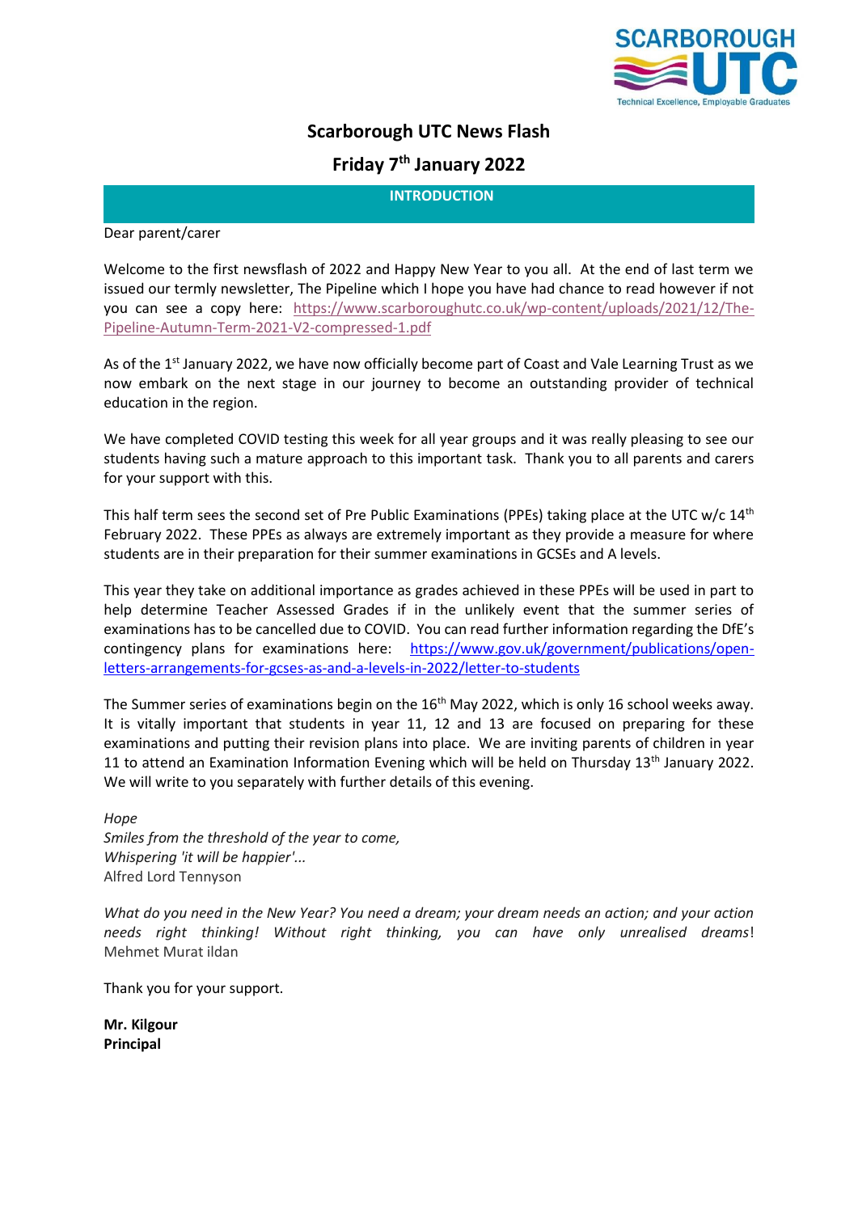# Scarborough UTC News Flash

## Friday 7th January 2022

### INTRODUCTION

Dear parent/carer

Welcome to the first newsflash of 2022 and Happy New Year to you all. At the end of last term we issued our termly newsletter, The Pipeline which I hope you have had chance to read however if not you can see a copy here: https://www.scarboroughutc.co.uk/wp-content/uploads/2021/12/The-Pipeline-Autumn-Term-2021-V2-compressed-1.pdf

As of the 1st January 2022, we have now officially become part of Coast and Vale Learning Trust as we now embark on the next stage in our journey to become an outstanding provider of technical education in the region.

We have completed COVID testing this week for all year groups and it was really pleasing to see our students having such a mature approach to this important task. Thank you to all parents and carers for your support with this.

This half term sees the second set of Pre Public Examinations (PPEs) taking place at the UTC w/c 14th February 2022. These PPEs as always are extremely important as they provide a measure for where students are in their preparation for their summer examinations in GCSEs and A levels.

This year they take on additional importance as grades achieved in these PPEs will be used in part to help determine Teacher Assessed Grades if in the unlikely event that the summer series of examinations has to be cancelled due to COVID. You can read further information regarding the DfE's contingency plans for examinations here: https://www.gov.uk/government/publications/open-letters-arrangements-for-gcses-as-and-a-levels-in-2022/letter-to-students

The Summer series of examinations begin on the 16th May 2022, which is only 16 school weeks away. It is vitally important that students in year 11, 12 and 13 are focused on preparing for these examinations and putting their revision plans into place. We are inviting parents of children in year 11 to attend an Examination Information Evening which will be held on Thursday 13th January 2022. We will write to you separately with further details of this evening.

*Hope*
*Smiles from the threshold of the year to come,*
*Whispering 'it will be happier'...*
Alfred Lord Tennyson

*What do you need in the New Year? You need a dream; your dream needs an action; and your action needs right thinking! Without right thinking, you can have only unrealised dreams*!
Mehmet Murat ildan

Thank you for your support.

**Mr. Kilgour**
**Principal**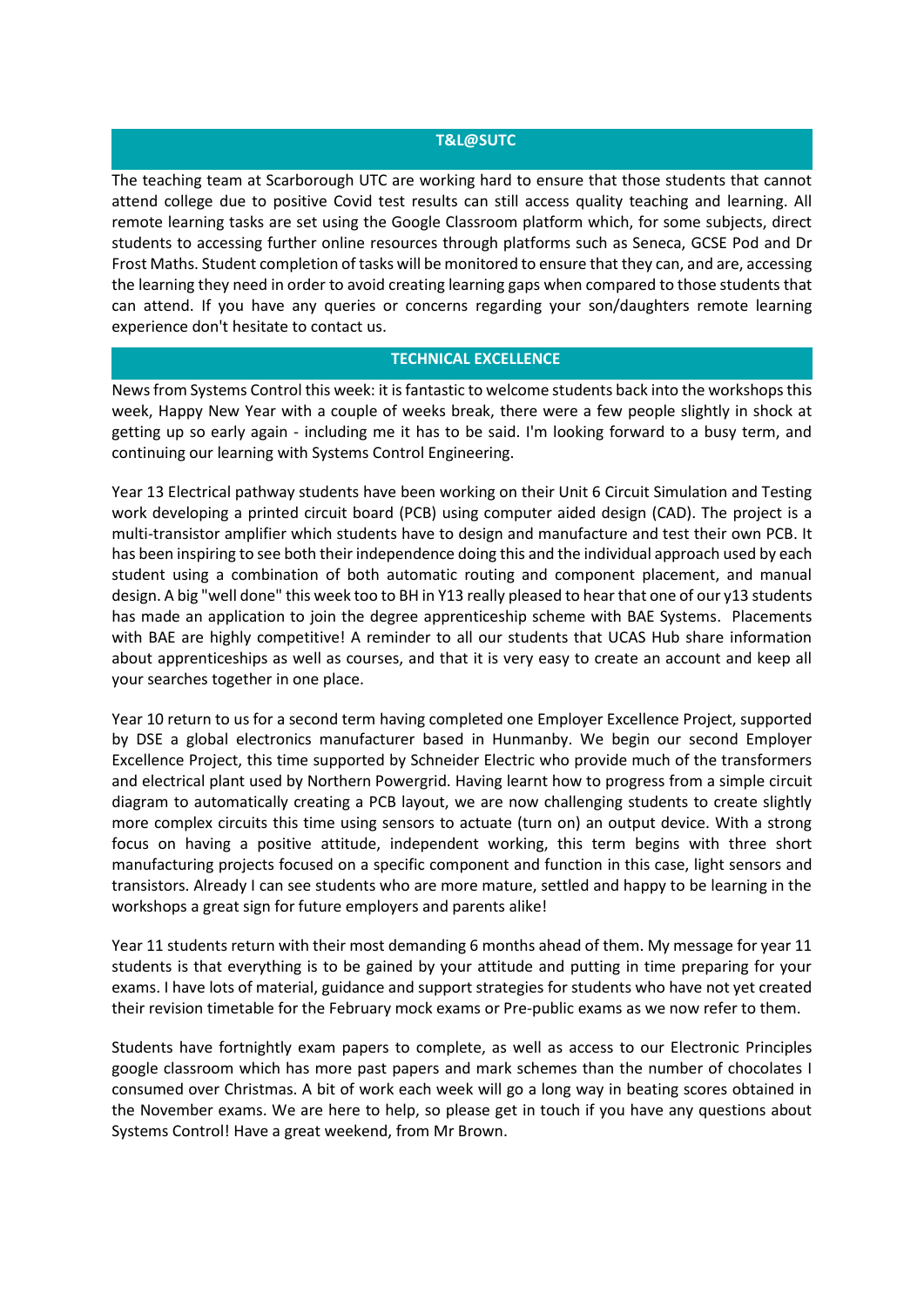## T&L@SUTC

The teaching team at Scarborough UTC are working hard to ensure that those students that cannot attend college due to positive Covid test results can still access quality teaching and learning. All remote learning tasks are set using the Google Classroom platform which, for some subjects, direct students to accessing further online resources through platforms such as Seneca, GCSE Pod and Dr Frost Maths. Student completion of tasks will be monitored to ensure that they can, and are, accessing the learning they need in order to avoid creating learning gaps when compared to those students that can attend. If you have any queries or concerns regarding your son/daughters remote learning experience don't hesitate to contact us.

## TECHNICAL EXCELLENCE

News from Systems Control this week: it is fantastic to welcome students back into the workshops this week, Happy New Year with a couple of weeks break, there were a few people slightly in shock at getting up so early again - including me it has to be said. I'm looking forward to a busy term, and continuing our learning with Systems Control Engineering.

Year 13 Electrical pathway students have been working on their Unit 6 Circuit Simulation and Testing work developing a printed circuit board (PCB) using computer aided design (CAD). The project is a multi-transistor amplifier which students have to design and manufacture and test their own PCB. It has been inspiring to see both their independence doing this and the individual approach used by each student using a combination of both automatic routing and component placement, and manual design. A big "well done" this week too to BH in Y13 really pleased to hear that one of our y13 students has made an application to join the degree apprenticeship scheme with BAE Systems. Placements with BAE are highly competitive! A reminder to all our students that UCAS Hub share information about apprenticeships as well as courses, and that it is very easy to create an account and keep all your searches together in one place.

Year 10 return to us for a second term having completed one Employer Excellence Project, supported by DSE a global electronics manufacturer based in Hunmanby. We begin our second Employer Excellence Project, this time supported by Schneider Electric who provide much of the transformers and electrical plant used by Northern Powergrid. Having learnt how to progress from a simple circuit diagram to automatically creating a PCB layout, we are now challenging students to create slightly more complex circuits this time using sensors to actuate (turn on) an output device. With a strong focus on having a positive attitude, independent working, this term begins with three short manufacturing projects focused on a specific component and function in this case, light sensors and transistors. Already I can see students who are more mature, settled and happy to be learning in the workshops a great sign for future employers and parents alike!

Year 11 students return with their most demanding 6 months ahead of them. My message for year 11 students is that everything is to be gained by your attitude and putting in time preparing for your exams. I have lots of material, guidance and support strategies for students who have not yet created their revision timetable for the February mock exams or Pre-public exams as we now refer to them.

Students have fortnightly exam papers to complete, as well as access to our Electronic Principles google classroom which has more past papers and mark schemes than the number of chocolates I consumed over Christmas. A bit of work each week will go a long way in beating scores obtained in the November exams. We are here to help, so please get in touch if you have any questions about Systems Control! Have a great weekend, from Mr Brown.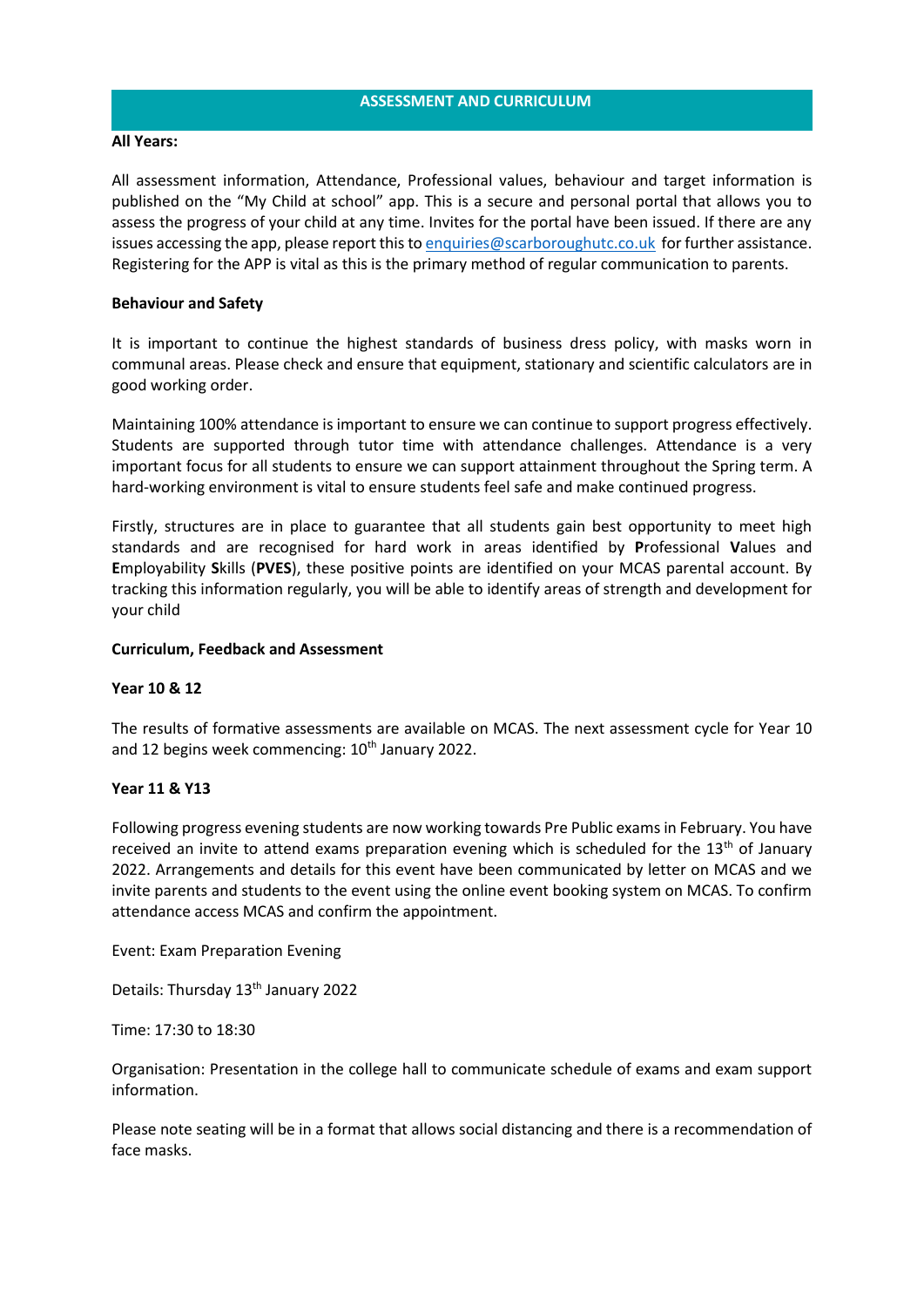## ASSESSMENT AND CURRICULUM

**All Years:**

All assessment information, Attendance, Professional values, behaviour and target information is published on the "My Child at school" app. This is a secure and personal portal that allows you to assess the progress of your child at any time. Invites for the portal have been issued. If there are any issues accessing the app, please report this to enquiries@scarboroughutc.co.uk for further assistance. Registering for the APP is vital as this is the primary method of regular communication to parents.

**Behaviour and Safety**

It is important to continue the highest standards of business dress policy, with masks worn in communal areas. Please check and ensure that equipment, stationary and scientific calculators are in good working order.

Maintaining 100% attendance is important to ensure we can continue to support progress effectively. Students are supported through tutor time with attendance challenges. Attendance is a very important focus for all students to ensure we can support attainment throughout the Spring term. A hard-working environment is vital to ensure students feel safe and make continued progress.

Firstly, structures are in place to guarantee that all students gain best opportunity to meet high standards and are recognised for hard work in areas identified by **P**rofessional **V**alues and **E**mployability **S**kills (**PVES**), these positive points are identified on your MCAS parental account. By tracking this information regularly, you will be able to identify areas of strength and development for your child

**Curriculum, Feedback and Assessment**

**Year 10 & 12**

The results of formative assessments are available on MCAS. The next assessment cycle for Year 10 and 12 begins week commencing: 10th January 2022.

**Year 11 & Y13**

Following progress evening students are now working towards Pre Public exams in February. You have received an invite to attend exams preparation evening which is scheduled for the 13th of January 2022. Arrangements and details for this event have been communicated by letter on MCAS and we invite parents and students to the event using the online event booking system on MCAS. To confirm attendance access MCAS and confirm the appointment.

Event: Exam Preparation Evening

Details: Thursday 13th January 2022

Time: 17:30 to 18:30

Organisation: Presentation in the college hall to communicate schedule of exams and exam support information.

Please note seating will be in a format that allows social distancing and there is a recommendation of face masks.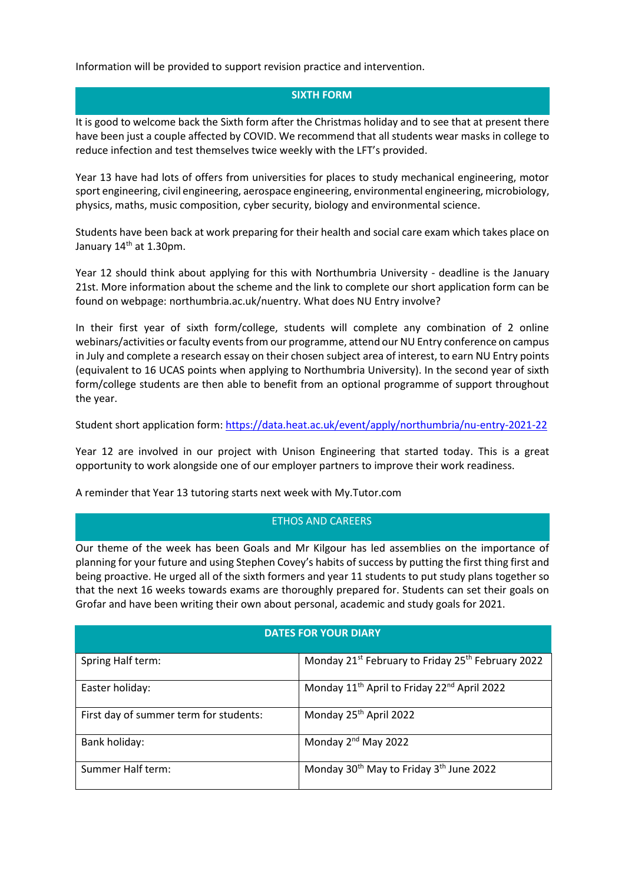Information will be provided to support revision practice and intervention.

## SIXTH FORM

It is good to welcome back the Sixth form after the Christmas holiday and to see that at present there have been just a couple affected by COVID. We recommend that all students wear masks in college to reduce infection and test themselves twice weekly with the LFT's provided.

Year 13 have had lots of offers from universities for places to study mechanical engineering, motor sport engineering, civil engineering, aerospace engineering, environmental engineering, microbiology, physics, maths, music composition, cyber security, biology and environmental science.

Students have been back at work preparing for their health and social care exam which takes place on January 14th at 1.30pm.

Year 12 should think about applying for this with Northumbria University - deadline is the January 21st. More information about the scheme and the link to complete our short application form can be found on webpage: northumbria.ac.uk/nuentry. What does NU Entry involve?

In their first year of sixth form/college, students will complete any combination of 2 online webinars/activities or faculty events from our programme, attend our NU Entry conference on campus in July and complete a research essay on their chosen subject area of interest, to earn NU Entry points (equivalent to 16 UCAS points when applying to Northumbria University). In the second year of sixth form/college students are then able to benefit from an optional programme of support throughout the year.

Student short application form: [https://data.heat.ac.uk/event/apply/northumbria/nu-entry-2021-22](https://data.heat.ac.uk/event/apply/northumbria/nu-entry-2021-22)

Year 12 are involved in our project with Unison Engineering that started today. This is a great opportunity to work alongside one of our employer partners to improve their work readiness.

A reminder that Year 13 tutoring starts next week with My.Tutor.com

## ETHOS AND CAREERS

Our theme of the week has been Goals and Mr Kilgour has led assemblies on the importance of planning for your future and using Stephen Covey's habits of success by putting the first thing first and being proactive. He urged all of the sixth formers and year 11 students to put study plans together so that the next 16 weeks towards exams are thoroughly prepared for. Students can set their goals on Grofar and have been writing their own about personal, academic and study goals for 2021.

## DATES FOR YOUR DIARY

| | |
|---|---|
| Spring Half term: | Monday 21st February to Friday 25th February 2022 |
| Easter holiday: | Monday 11th April to Friday 22nd April 2022 |
| First day of summer term for students: | Monday 25th April 2022 |
| Bank holiday: | Monday 2nd May 2022 |
| Summer Half term: | Monday 30th May to Friday 3th June 2022 |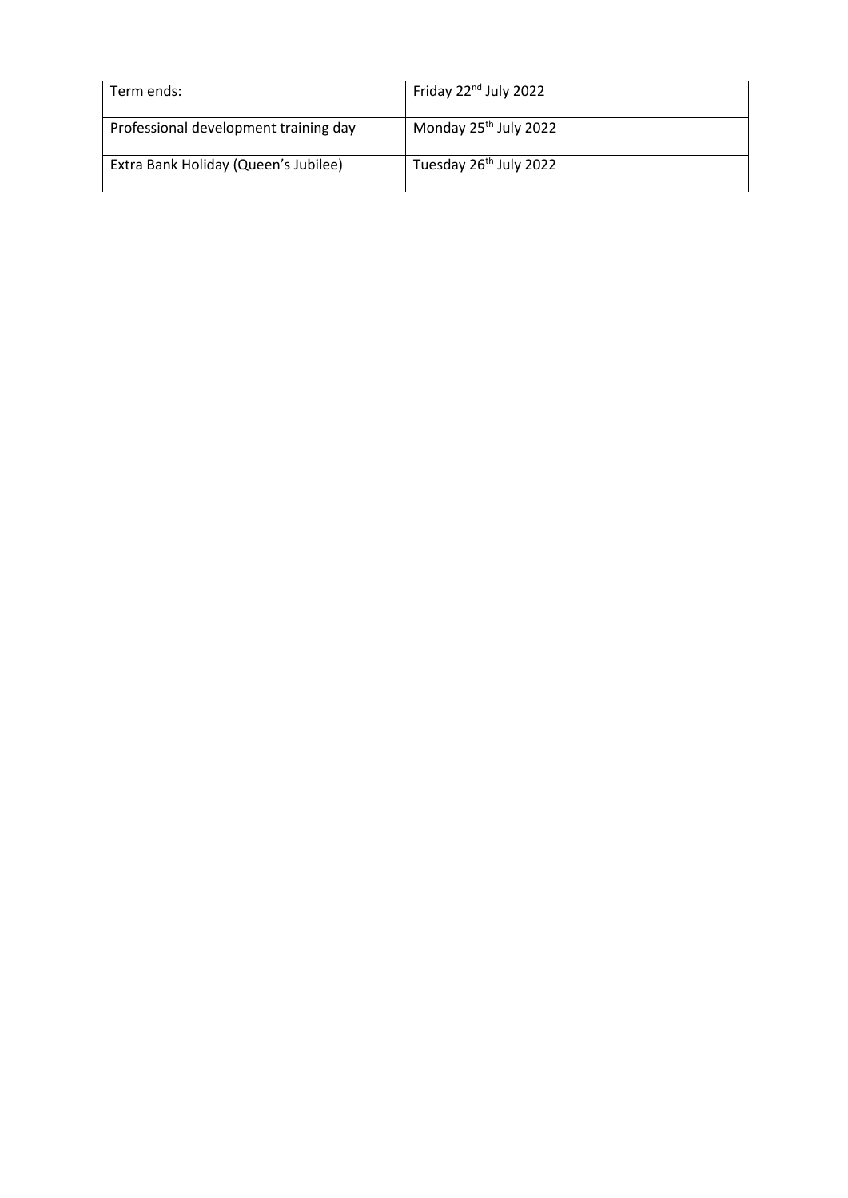| | |
|---|---|
| Term ends: | Friday 22nd July 2022 |
| Professional development training day | Monday 25th July 2022 |
| Extra Bank Holiday (Queen's Jubilee) | Tuesday 26th July 2022 |